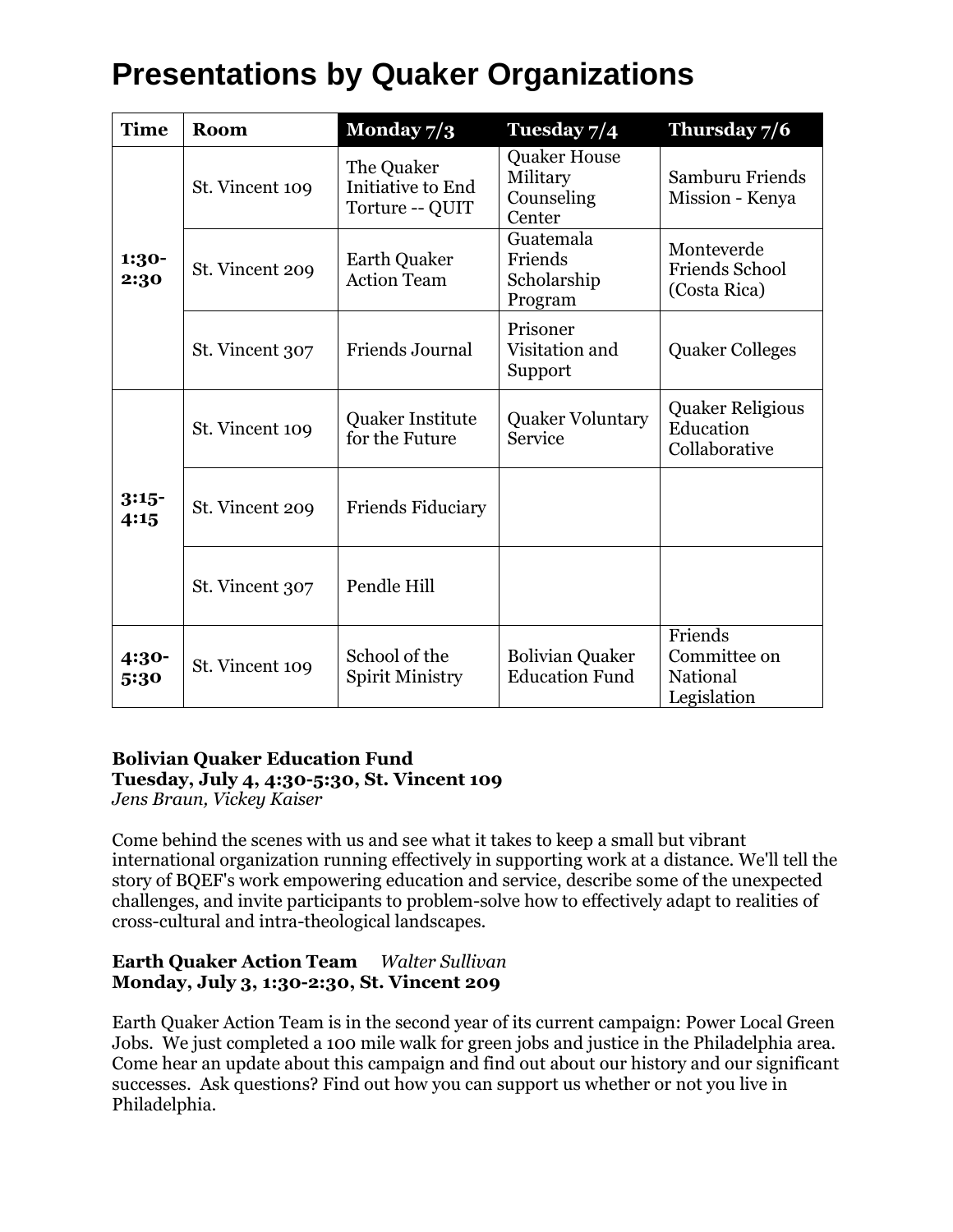# Presentations by Quaker Organizations

| Time | Room | Monday 7/3 | Tuesday 7/4 | Thursday 7/6 |
|---|---|---|---|---|
| 1:30-2:30 | St. Vincent 109 | The Quaker Initiative to End Torture -- QUIT | Quaker House Military Counseling Center | Samburu Friends Mission - Kenya |
| | St. Vincent 209 | Earth Quaker Action Team | Guatemala Friends Scholarship Program | Monteverde Friends School (Costa Rica) |
| | St. Vincent 307 | Friends Journal | Prisoner Visitation and Support | Quaker Colleges |
| 3:15-4:15 | St. Vincent 109 | Quaker Institute for the Future | Quaker Voluntary Service | Quaker Religious Education Collaborative |
| | St. Vincent 209 | Friends Fiduciary | | |
| | St. Vincent 307 | Pendle Hill | | |
| 4:30-5:30 | St. Vincent 109 | School of the Spirit Ministry | Bolivian Quaker Education Fund | Friends Committee on National Legislation |

**Bolivian Quaker Education Fund**
**Tuesday, July 4, 4:30-5:30, St. Vincent 109**
*Jens Braun, Vickey Kaiser*

Come behind the scenes with us and see what it takes to keep a small but vibrant international organization running effectively in supporting work at a distance. We'll tell the story of BQEF's work empowering education and service, describe some of the unexpected challenges, and invite participants to problem-solve how to effectively adapt to realities of cross-cultural and intra-theological landscapes.

**Earth Quaker Action Team** *Walter Sullivan*
**Monday, July 3, 1:30-2:30, St. Vincent 209**

Earth Quaker Action Team is in the second year of its current campaign: Power Local Green Jobs. We just completed a 100 mile walk for green jobs and justice in the Philadelphia area. Come hear an update about this campaign and find out about our history and our significant successes. Ask questions? Find out how you can support us whether or not you live in Philadelphia.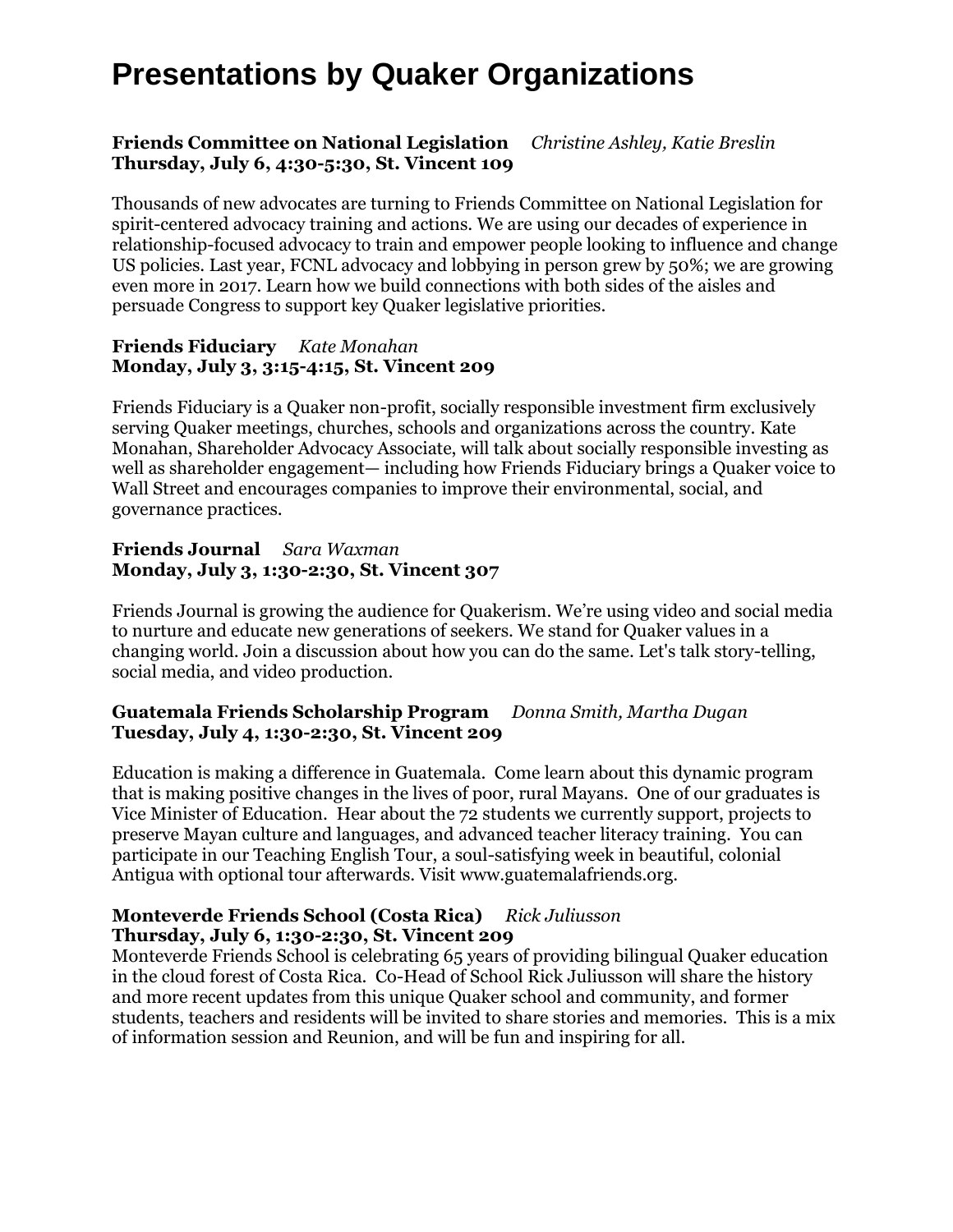# Presentations by Quaker Organizations

**Friends Committee on National Legislation** *Christine Ashley, Katie Breslin*
**Thursday, July 6, 4:30-5:30, St. Vincent 109**

Thousands of new advocates are turning to Friends Committee on National Legislation for spirit-centered advocacy training and actions. We are using our decades of experience in relationship-focused advocacy to train and empower people looking to influence and change US policies. Last year, FCNL advocacy and lobbying in person grew by 50%; we are growing even more in 2017. Learn how we build connections with both sides of the aisles and persuade Congress to support key Quaker legislative priorities.

**Friends Fiduciary** *Kate Monahan*
**Monday, July 3, 3:15-4:15, St. Vincent 209**

Friends Fiduciary is a Quaker non-profit, socially responsible investment firm exclusively serving Quaker meetings, churches, schools and organizations across the country. Kate Monahan, Shareholder Advocacy Associate, will talk about socially responsible investing as well as shareholder engagement— including how Friends Fiduciary brings a Quaker voice to Wall Street and encourages companies to improve their environmental, social, and governance practices.

**Friends Journal** *Sara Waxman*
**Monday, July 3, 1:30-2:30, St. Vincent 307**

Friends Journal is growing the audience for Quakerism. We're using video and social media to nurture and educate new generations of seekers. We stand for Quaker values in a changing world. Join a discussion about how you can do the same. Let's talk story-telling, social media, and video production.

**Guatemala Friends Scholarship Program** *Donna Smith, Martha Dugan*
**Tuesday, July 4, 1:30-2:30, St. Vincent 209**

Education is making a difference in Guatemala. Come learn about this dynamic program that is making positive changes in the lives of poor, rural Mayans. One of our graduates is Vice Minister of Education. Hear about the 72 students we currently support, projects to preserve Mayan culture and languages, and advanced teacher literacy training. You can participate in our Teaching English Tour, a soul-satisfying week in beautiful, colonial Antigua with optional tour afterwards. Visit www.guatemalafriends.org.

**Monteverde Friends School (Costa Rica)** *Rick Juliusson*
**Thursday, July 6, 1:30-2:30, St. Vincent 209**
Monteverde Friends School is celebrating 65 years of providing bilingual Quaker education in the cloud forest of Costa Rica. Co-Head of School Rick Juliusson will share the history and more recent updates from this unique Quaker school and community, and former students, teachers and residents will be invited to share stories and memories. This is a mix of information session and Reunion, and will be fun and inspiring for all.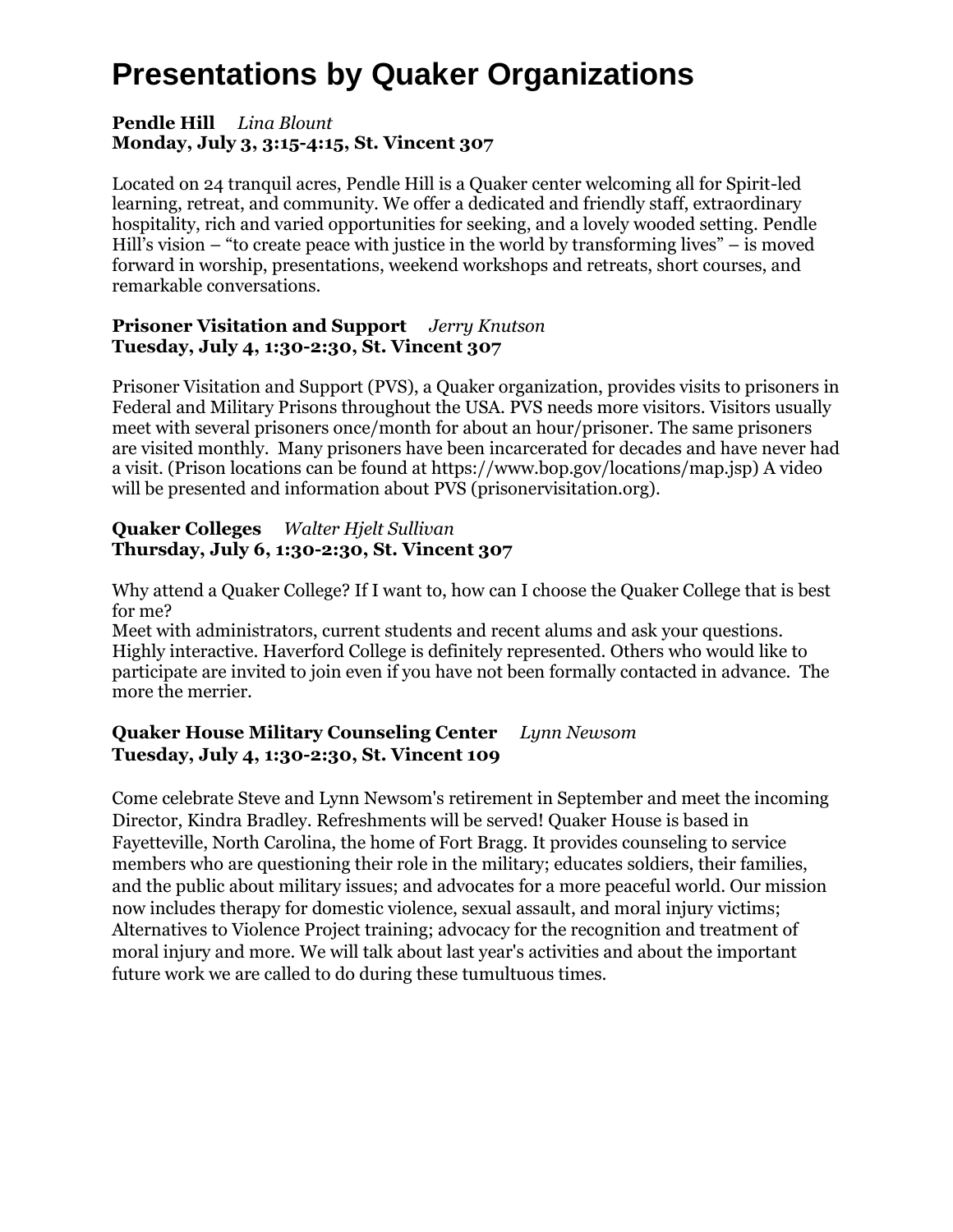# Presentations by Quaker Organizations

**Pendle Hill** *Lina Blount*
**Monday, July 3, 3:15-4:15, St. Vincent 307**

Located on 24 tranquil acres, Pendle Hill is a Quaker center welcoming all for Spirit-led learning, retreat, and community. We offer a dedicated and friendly staff, extraordinary hospitality, rich and varied opportunities for seeking, and a lovely wooded setting. Pendle Hill's vision – "to create peace with justice in the world by transforming lives" – is moved forward in worship, presentations, weekend workshops and retreats, short courses, and remarkable conversations.

**Prisoner Visitation and Support** *Jerry Knutson*
**Tuesday, July 4, 1:30-2:30, St. Vincent 307**

Prisoner Visitation and Support (PVS), a Quaker organization, provides visits to prisoners in Federal and Military Prisons throughout the USA. PVS needs more visitors. Visitors usually meet with several prisoners once/month for about an hour/prisoner. The same prisoners are visited monthly. Many prisoners have been incarcerated for decades and have never had a visit. (Prison locations can be found at https://www.bop.gov/locations/map.jsp) A video will be presented and information about PVS (prisonervisitation.org).

**Quaker Colleges** *Walter Hjelt Sullivan*
**Thursday, July 6, 1:30-2:30, St. Vincent 307**

Why attend a Quaker College? If I want to, how can I choose the Quaker College that is best for me?
Meet with administrators, current students and recent alums and ask your questions. Highly interactive. Haverford College is definitely represented. Others who would like to participate are invited to join even if you have not been formally contacted in advance. The more the merrier.

**Quaker House Military Counseling Center** *Lynn Newsom*
**Tuesday, July 4, 1:30-2:30, St. Vincent 109**

Come celebrate Steve and Lynn Newsom's retirement in September and meet the incoming Director, Kindra Bradley. Refreshments will be served! Quaker House is based in Fayetteville, North Carolina, the home of Fort Bragg. It provides counseling to service members who are questioning their role in the military; educates soldiers, their families, and the public about military issues; and advocates for a more peaceful world. Our mission now includes therapy for domestic violence, sexual assault, and moral injury victims; Alternatives to Violence Project training; advocacy for the recognition and treatment of moral injury and more. We will talk about last year's activities and about the important future work we are called to do during these tumultuous times.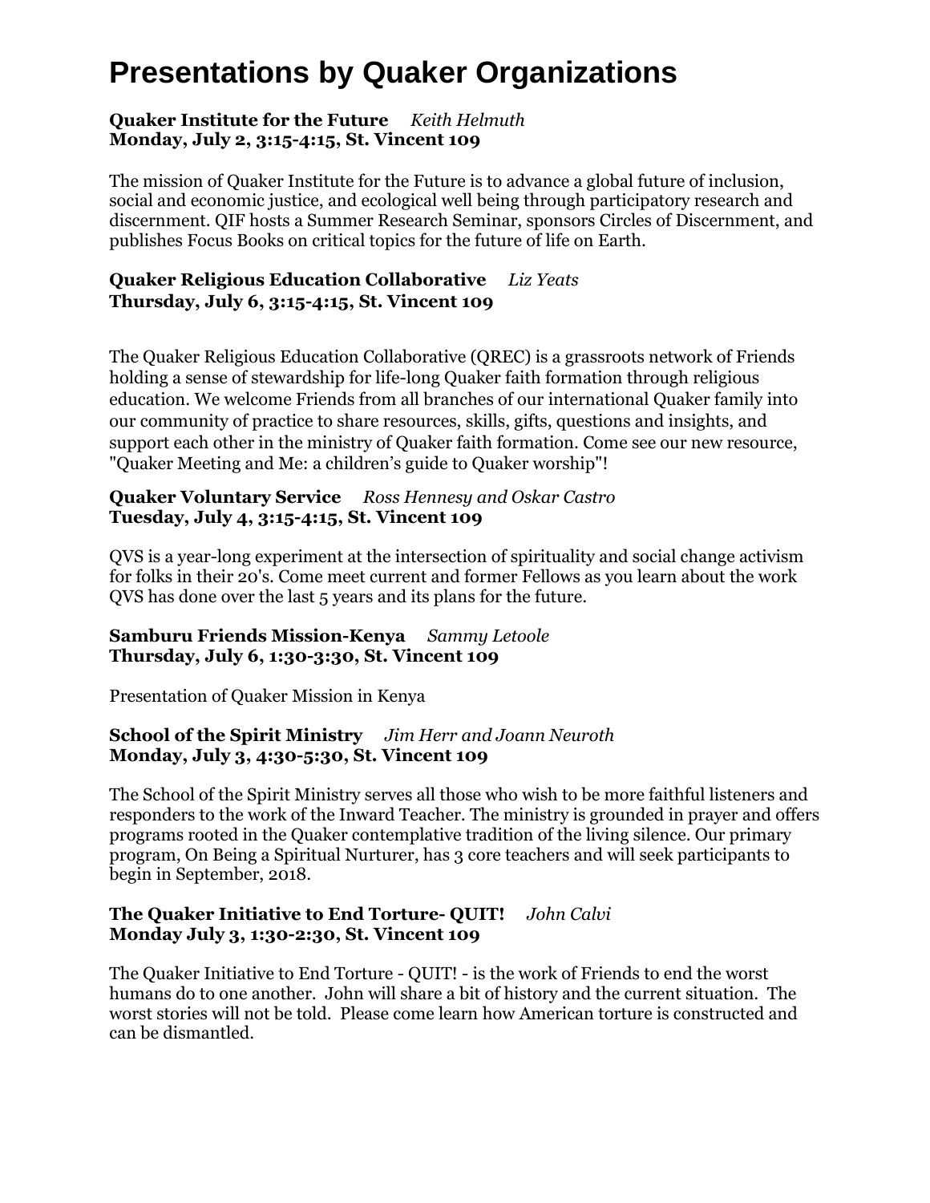# Presentations by Quaker Organizations

**Quaker Institute for the Future** *Keith Helmuth*
**Monday, July 2, 3:15-4:15, St. Vincent 109**

The mission of Quaker Institute for the Future is to advance a global future of inclusion, social and economic justice, and ecological well being through participatory research and discernment. QIF hosts a Summer Research Seminar, sponsors Circles of Discernment, and publishes Focus Books on critical topics for the future of life on Earth.

**Quaker Religious Education Collaborative** *Liz Yeats*
**Thursday, July 6, 3:15-4:15, St. Vincent 109**

The Quaker Religious Education Collaborative (QREC) is a grassroots network of Friends holding a sense of stewardship for life-long Quaker faith formation through religious education. We welcome Friends from all branches of our international Quaker family into our community of practice to share resources, skills, gifts, questions and insights, and support each other in the ministry of Quaker faith formation. Come see our new resource, "Quaker Meeting and Me: a children's guide to Quaker worship"!

**Quaker Voluntary Service** *Ross Hennesy and Oskar Castro*
**Tuesday, July 4, 3:15-4:15, St. Vincent 109**

QVS is a year-long experiment at the intersection of spirituality and social change activism for folks in their 20's. Come meet current and former Fellows as you learn about the work QVS has done over the last 5 years and its plans for the future.

**Samburu Friends Mission-Kenya** *Sammy Letoole*
**Thursday, July 6, 1:30-3:30, St. Vincent 109**

Presentation of Quaker Mission in Kenya

**School of the Spirit Ministry** *Jim Herr and Joann Neuroth*
**Monday, July 3, 4:30-5:30, St. Vincent 109**

The School of the Spirit Ministry serves all those who wish to be more faithful listeners and responders to the work of the Inward Teacher. The ministry is grounded in prayer and offers programs rooted in the Quaker contemplative tradition of the living silence. Our primary program, On Being a Spiritual Nurturer, has 3 core teachers and will seek participants to begin in September, 2018.

**The Quaker Initiative to End Torture- QUIT!** *John Calvi*
**Monday July 3, 1:30-2:30, St. Vincent 109**

The Quaker Initiative to End Torture - QUIT! - is the work of Friends to end the worst humans do to one another. John will share a bit of history and the current situation. The worst stories will not be told. Please come learn how American torture is constructed and can be dismantled.